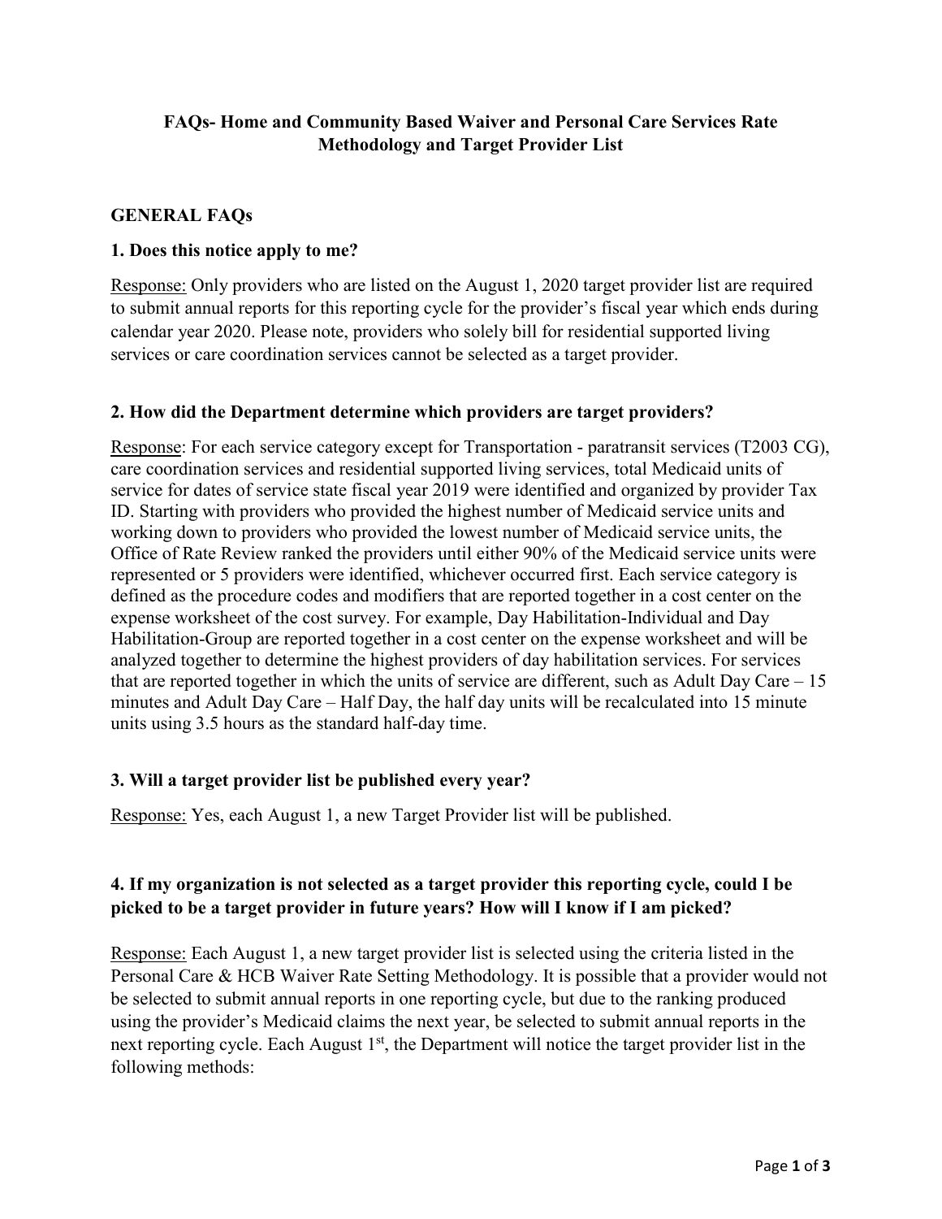# FAQs- Home and Community Based Waiver and Personal Care Services Rate Methodology and Target Provider List

## GENERAL FAQs

### 1. Does this notice apply to me?

Response: Only providers who are listed on the August 1, 2020 target provider list are required to submit annual reports for this reporting cycle for the provider's fiscal year which ends during calendar year 2020. Please note, providers who solely bill for residential supported living services or care coordination services cannot be selected as a target provider.

### 2. How did the Department determine which providers are target providers?

Response: For each service category except for Transportation - paratransit services (T2003 CG), care coordination services and residential supported living services, total Medicaid units of service for dates of service state fiscal year 2019 were identified and organized by provider Tax ID. Starting with providers who provided the highest number of Medicaid service units and working down to providers who provided the lowest number of Medicaid service units, the Office of Rate Review ranked the providers until either 90% of the Medicaid service units were represented or 5 providers were identified, whichever occurred first. Each service category is defined as the procedure codes and modifiers that are reported together in a cost center on the expense worksheet of the cost survey. For example, Day Habilitation-Individual and Day Habilitation-Group are reported together in a cost center on the expense worksheet and will be analyzed together to determine the highest providers of day habilitation services. For services that are reported together in which the units of service are different, such as Adult Day Care – 15 minutes and Adult Day Care – Half Day, the half day units will be recalculated into 15 minute units using 3.5 hours as the standard half-day time.

### 3. Will a target provider list be published every year?

Response: Yes, each August 1, a new Target Provider list will be published.

### 4. If my organization is not selected as a target provider this reporting cycle, could I be picked to be a target provider in future years? How will I know if I am picked?

Response: Each August 1, a new target provider list is selected using the criteria listed in the Personal Care & HCB Waiver Rate Setting Methodology. It is possible that a provider would not be selected to submit annual reports in one reporting cycle, but due to the ranking produced using the provider's Medicaid claims the next year, be selected to submit annual reports in the next reporting cycle. Each August 1st, the Department will notice the target provider list in the following methods: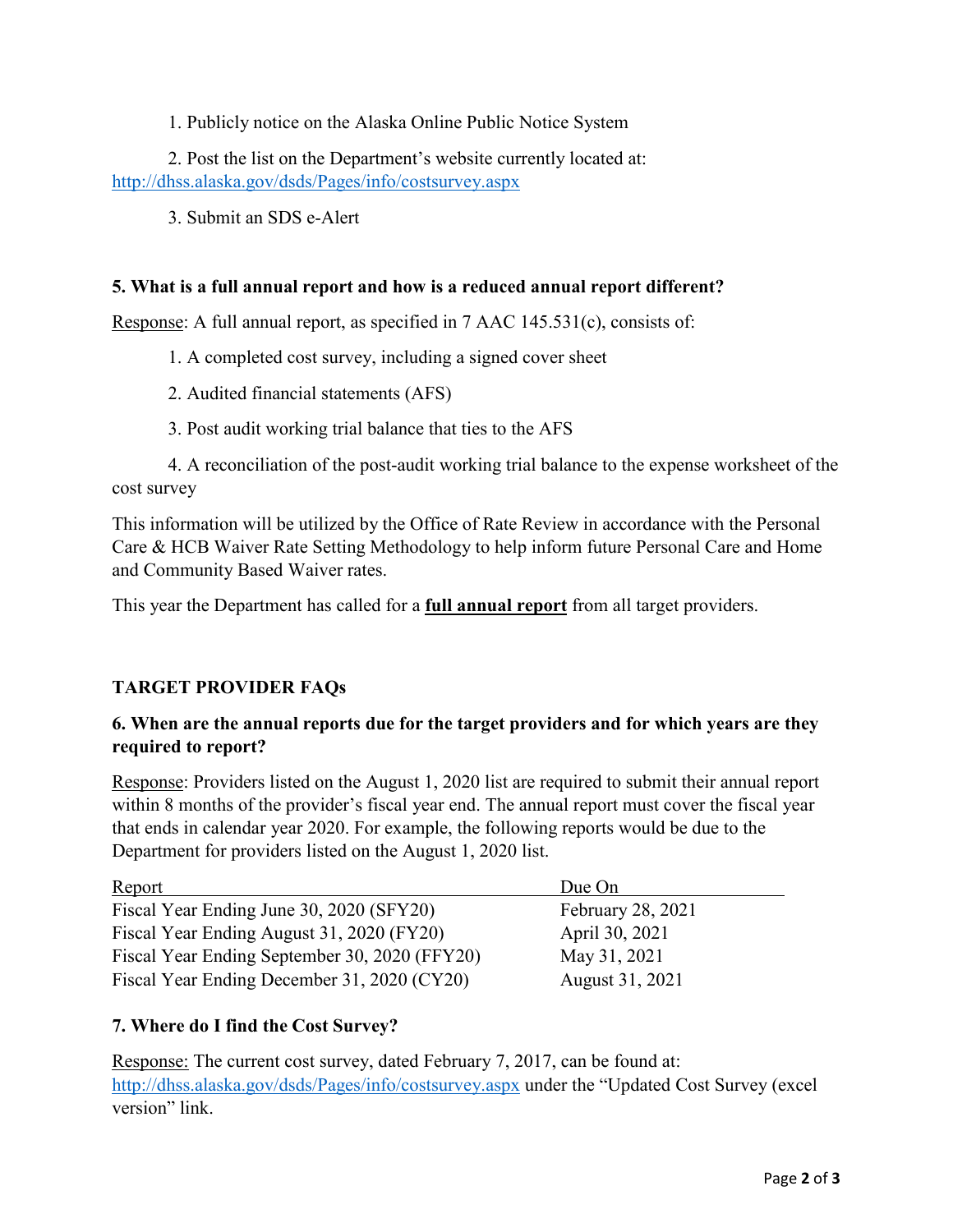1. Publicly notice on the Alaska Online Public Notice System

2. Post the list on the Department's website currently located at: http://dhss.alaska.gov/dsds/Pages/info/costsurvey.aspx

3. Submit an SDS e-Alert

**5. What is a full annual report and how is a reduced annual report different?**

Response: A full annual report, as specified in 7 AAC 145.531(c), consists of:

1. A completed cost survey, including a signed cover sheet

2. Audited financial statements (AFS)

3. Post audit working trial balance that ties to the AFS

4. A reconciliation of the post-audit working trial balance to the expense worksheet of the cost survey

This information will be utilized by the Office of Rate Review in accordance with the Personal Care & HCB Waiver Rate Setting Methodology to help inform future Personal Care and Home and Community Based Waiver rates.

This year the Department has called for a **full annual report** from all target providers.

**TARGET PROVIDER FAQs**

**6. When are the annual reports due for the target providers and for which years are they required to report?**

Response: Providers listed on the August 1, 2020 list are required to submit their annual report within 8 months of the provider's fiscal year end. The annual report must cover the fiscal year that ends in calendar year 2020. For example, the following reports would be due to the Department for providers listed on the August 1, 2020 list.

| Report | Due On |
|---|---|
| Fiscal Year Ending June 30, 2020 (SFY20) | February 28, 2021 |
| Fiscal Year Ending August 31, 2020 (FY20) | April 30, 2021 |
| Fiscal Year Ending September 30, 2020 (FFY20) | May 31, 2021 |
| Fiscal Year Ending December 31, 2020 (CY20) | August 31, 2021 |

**7. Where do I find the Cost Survey?**

Response: The current cost survey, dated February 7, 2017, can be found at: http://dhss.alaska.gov/dsds/Pages/info/costsurvey.aspx under the "Updated Cost Survey (excel version" link.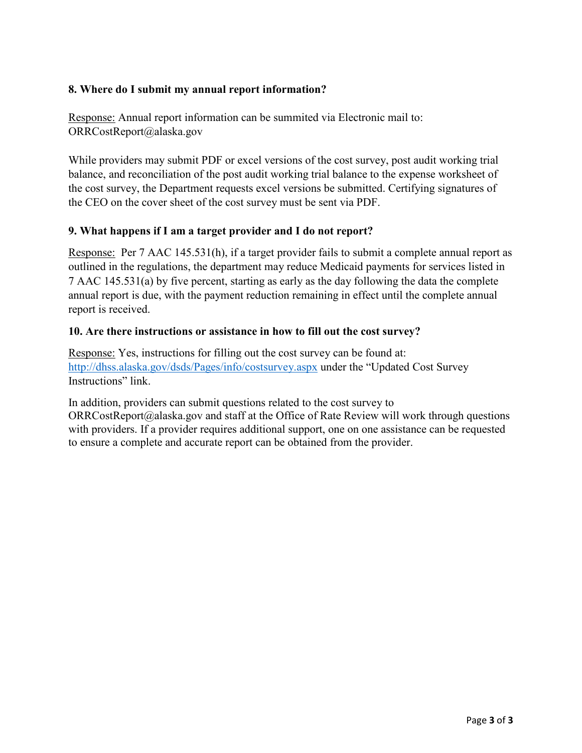### 8. Where do I submit my annual report information?

Response: Annual report information can be summited via Electronic mail to: ORRCostReport@alaska.gov

While providers may submit PDF or excel versions of the cost survey, post audit working trial balance, and reconciliation of the post audit working trial balance to the expense worksheet of the cost survey, the Department requests excel versions be submitted. Certifying signatures of the CEO on the cover sheet of the cost survey must be sent via PDF.

### 9. What happens if I am a target provider and I do not report?

Response: Per 7 AAC 145.531(h), if a target provider fails to submit a complete annual report as outlined in the regulations, the department may reduce Medicaid payments for services listed in 7 AAC 145.531(a) by five percent, starting as early as the day following the data the complete annual report is due, with the payment reduction remaining in effect until the complete annual report is received.

### 10. Are there instructions or assistance in how to fill out the cost survey?

Response: Yes, instructions for filling out the cost survey can be found at: [http://dhss.alaska.gov/dsds/Pages/info/costsurvey.aspx](http://dhss.alaska.gov/dsds/Pages/info/costsurvey.aspx) under the "Updated Cost Survey Instructions" link.

In addition, providers can submit questions related to the cost survey to ORRCostReport@alaska.gov and staff at the Office of Rate Review will work through questions with providers. If a provider requires additional support, one on one assistance can be requested to ensure a complete and accurate report can be obtained from the provider.